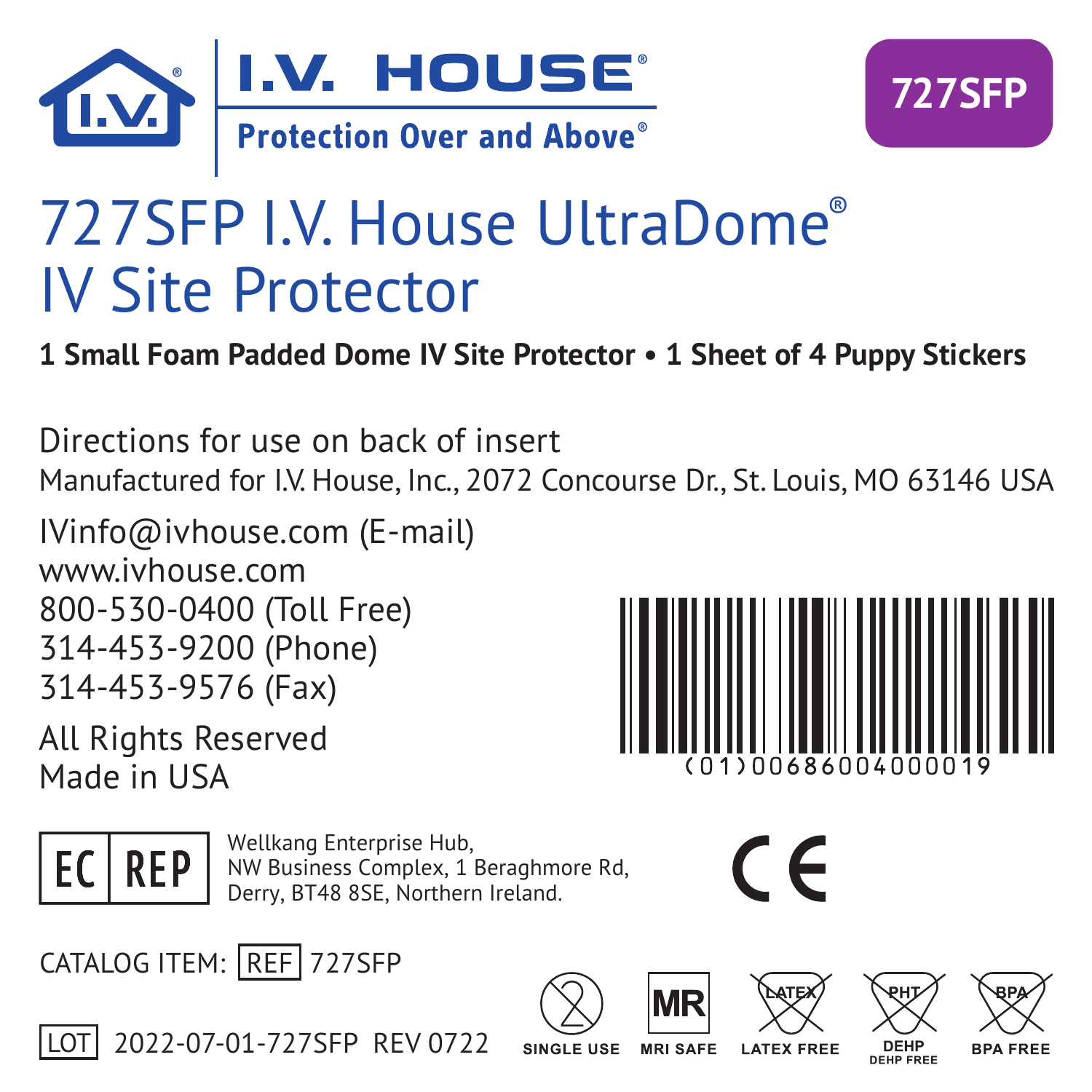I.V. HOUSE®

Protection Over and Above®

**727SFP**

# 727SFP I.V. House UltraDome® IV Site Protector

**1 Small Foam Padded Dome IV Site Protector • 1 Sheet of 4 Puppy Stickers**

Directions for use on back of insert

Manufactured for I.V. House, Inc., 2072 Concourse Dr., St. Louis, MO 63146 USA

IVinfo@ivhouse.com (E-mail)
www.ivhouse.com
800-530-0400 (Toll Free)
314-453-9200 (Phone)
314-453-9576 (Fax)

All Rights Reserved
Made in USA

(01)00686004000019

EC REP Wellkang Enterprise Hub,
NW Business Complex, 1 Beraghmore Rd,
Derry, BT48 8SE, Northern Ireland.

CE

CATALOG ITEM: REF 727SFP

LOT 2022-07-01-727SFP REV 0722

SINGLE USE | MRI SAFE | LATEX FREE | DEHP FREE | BPA FREE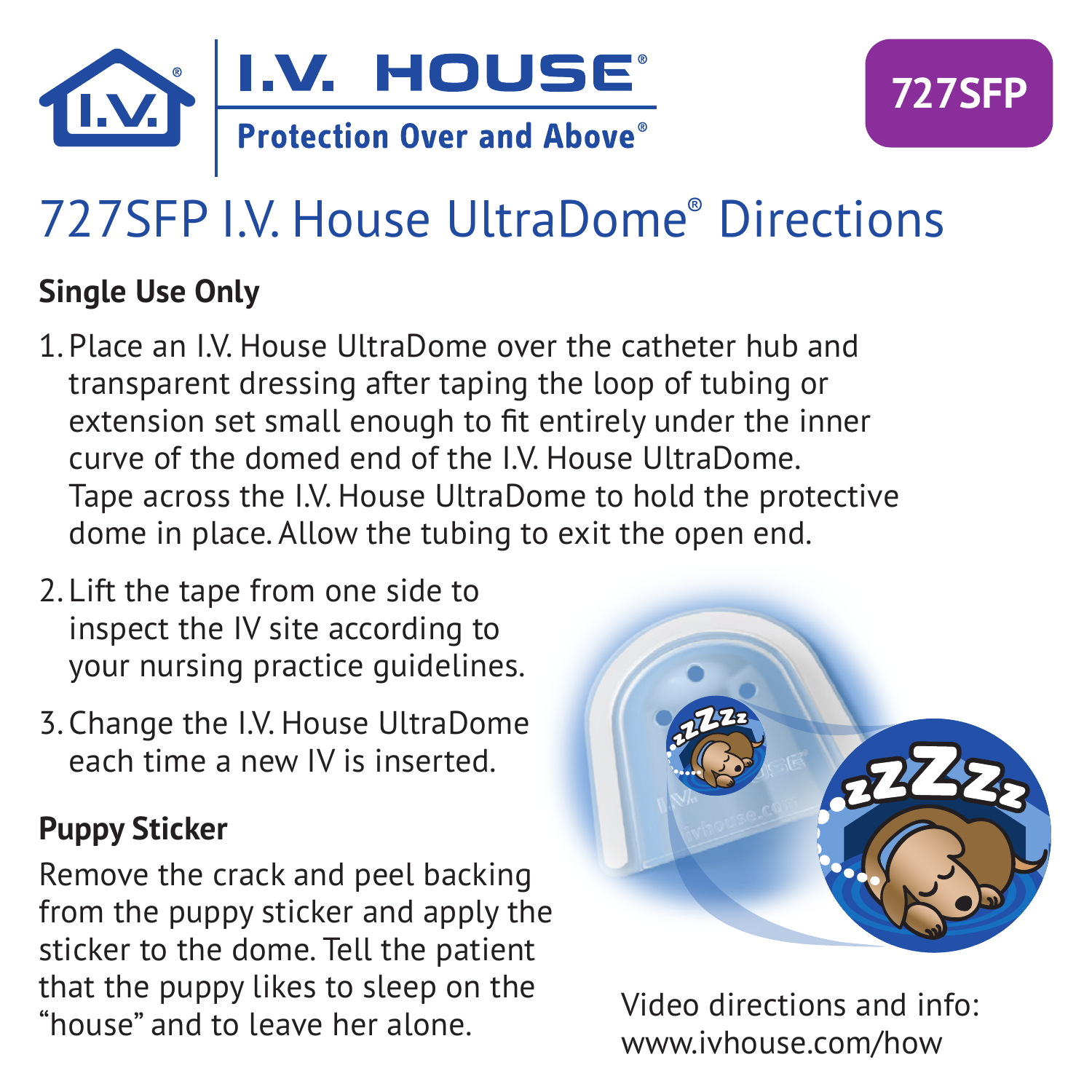I.V. HOUSE®

Protection Over and Above®

727SFP

# 727SFP I.V. House UltraDome® Directions

**Single Use Only**

1. Place an I.V. House UltraDome over the catheter hub and transparent dressing after taping the loop of tubing or extension set small enough to fit entirely under the inner curve of the domed end of the I.V. House UltraDome. Tape across the I.V. House UltraDome to hold the protective dome in place. Allow the tubing to exit the open end.
2. Lift the tape from one side to inspect the IV site according to your nursing practice guidelines.
3. Change the I.V. House UltraDome each time a new IV is inserted.

**Puppy Sticker**

Remove the crack and peel backing from the puppy sticker and apply the sticker to the dome. Tell the patient that the puppy likes to sleep on the "house" and to leave her alone.

Video directions and info:
www.ivhouse.com/how